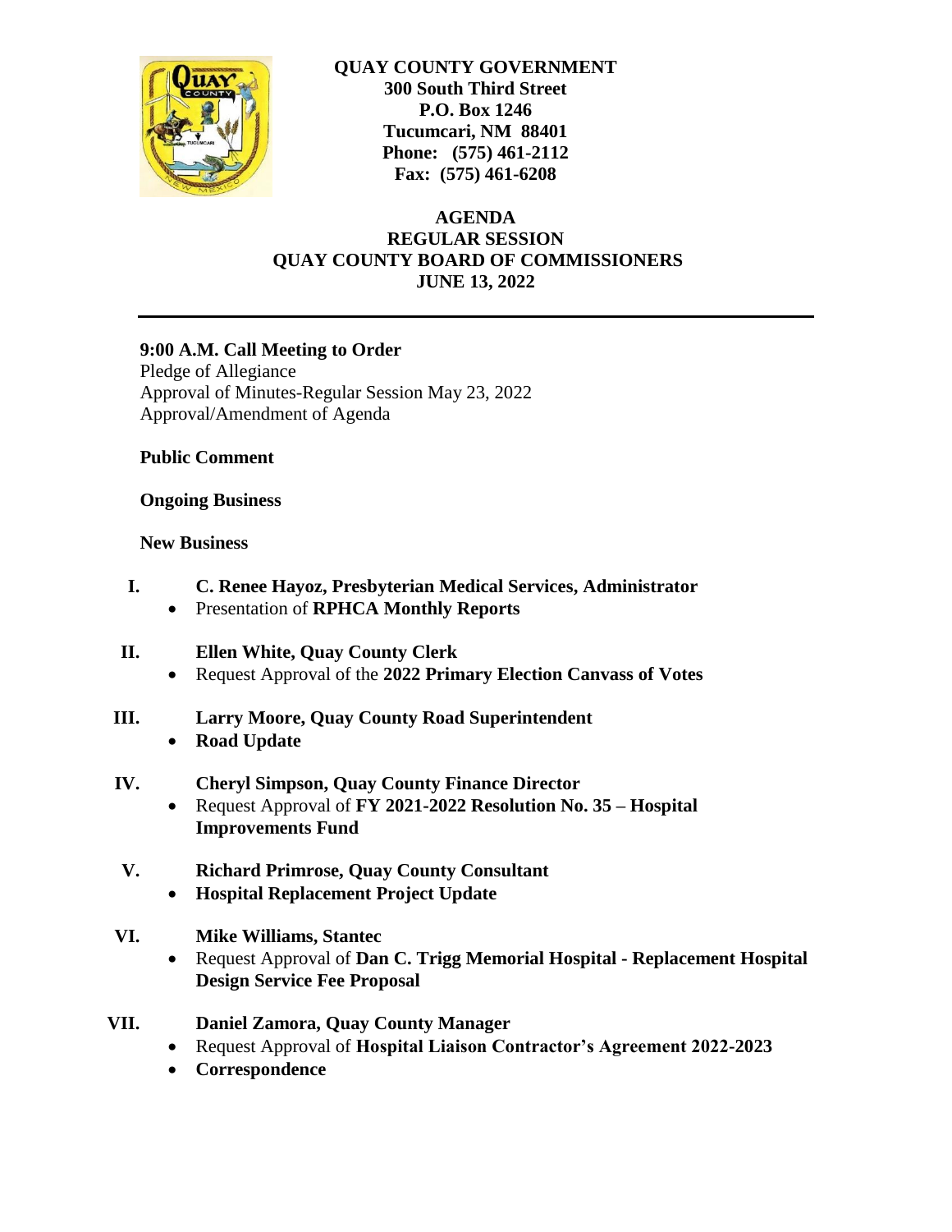**QUAY COUNTY GOVERNMENT**
**300 South Third Street**
**P.O. Box 1246**
**Tucumcari, NM 88401**
**Phone: (575) 461-2112**
**Fax: (575) 461-6208**

# AGENDA
## REGULAR SESSION
## QUAY COUNTY BOARD OF COMMISSIONERS
## JUNE 13, 2022

---

**9:00 A.M. Call Meeting to Order**
Pledge of Allegiance
Approval of Minutes-Regular Session May 23, 2022
Approval/Amendment of Agenda

**Public Comment**

**Ongoing Business**

**New Business**

**I. C. Renee Hayoz, Presbyterian Medical Services, Administrator**
- Presentation of **RPHCA Monthly Reports**

**II. Ellen White, Quay County Clerk**
- Request Approval of the **2022 Primary Election Canvass of Votes**

**III. Larry Moore, Quay County Road Superintendent**
- **Road Update**

**IV. Cheryl Simpson, Quay County Finance Director**
- Request Approval of **FY 2021-2022 Resolution No. 35 – Hospital Improvements Fund**

**V. Richard Primrose, Quay County Consultant**
- **Hospital Replacement Project Update**

**VI. Mike Williams, Stantec**
- Request Approval of **Dan C. Trigg Memorial Hospital - Replacement Hospital Design Service Fee Proposal**

**VII. Daniel Zamora, Quay County Manager**
- Request Approval of **Hospital Liaison Contractor's Agreement 2022-2023**
- **Correspondence**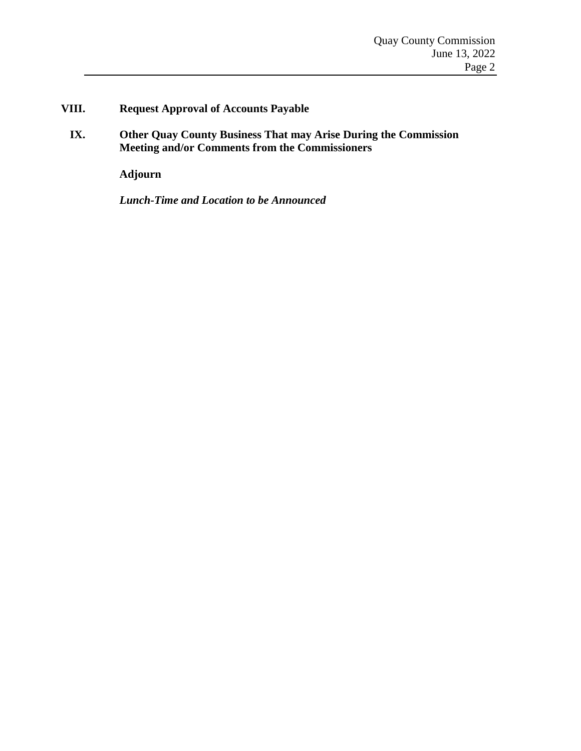**VIII. Request Approval of Accounts Payable**

**IX. Other Quay County Business That may Arise During the Commission Meeting and/or Comments from the Commissioners**

**Adjourn**

***Lunch-Time and Location to be Announced***